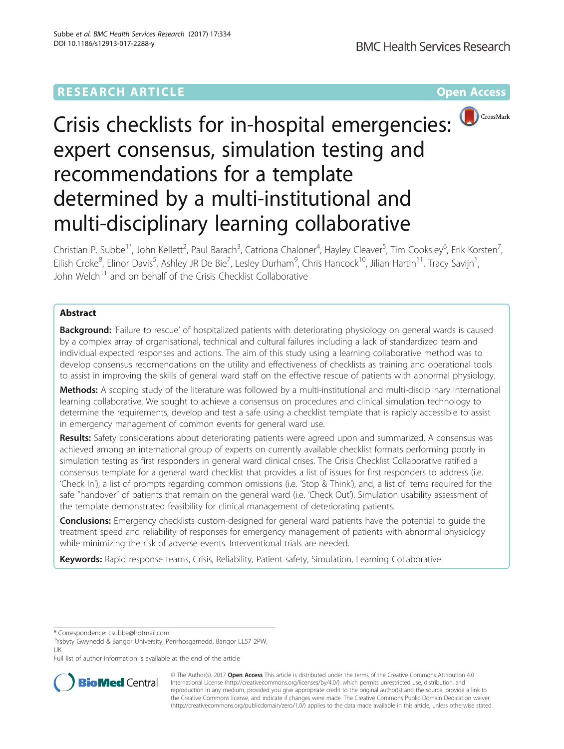RESEARCH ARTICLE Open Access

# Crisis checklists for in-hospital emergencies: expert consensus, simulation testing and recommendations for a template determined by a multi-institutional and multi-disciplinary learning collaborative

Christian P. Subbe[1*], John Kellett[2], Paul Barach[3], Catriona Chaloner[4], Hayley Cleaver[5], Tim Cooksley[6], Erik Korsten[7], Eilish Croke[8], Elinor Davis[5], Ashley JR De Bie[7], Lesley Durham[9], Chris Hancock[10], Jilian Hartin[11], Tracy Savijn[1], John Welch[11] and on behalf of the Crisis Checklist Collaborative

## Abstract

**Background:** 'Failure to rescue' of hospitalized patients with deteriorating physiology on general wards is caused by a complex array of organisational, technical and cultural failures including a lack of standardized team and individual expected responses and actions. The aim of this study using a learning collaborative method was to develop consensus recomendations on the utility and effectiveness of checklists as training and operational tools to assist in improving the skills of general ward staff on the effective rescue of patients with abnormal physiology.

**Methods:** A scoping study of the literature was followed by a multi-institutional and multi-disciplinary international learning collaborative. We sought to achieve a consensus on procedures and clinical simulation technology to determine the requirements, develop and test a safe using a checklist template that is rapidly accessible to assist in emergency management of common events for general ward use.

**Results:** Safety considerations about deteriorating patients were agreed upon and summarized. A consensus was achieved among an international group of experts on currently available checklist formats performing poorly in simulation testing as first responders in general ward clinical crises. The Crisis Checklist Collaborative ratified a consensus template for a general ward checklist that provides a list of issues for first responders to address (i.e. 'Check In'), a list of prompts regarding common omissions (i.e. 'Stop & Think'), and, a list of items required for the safe "handover" of patients that remain on the general ward (i.e. 'Check Out'). Simulation usability assessment of the template demonstrated feasibility for clinical management of deteriorating patients.

**Conclusions:** Emergency checklists custom-designed for general ward patients have the potential to guide the treatment speed and reliability of responses for emergency management of patients with abnormal physiology while minimizing the risk of adverse events. Interventional trials are needed.

**Keywords:** Rapid response teams, Crisis, Reliability, Patient safety, Simulation, Learning Collaborative

\* Correspondence: csubbe@hotmail.com
[1]Ysbyty Gwynedd & Bangor University, Penrhosgarnedd, Bangor LL57 2PW, UK
Full list of author information is available at the end of the article

© The Author(s). 2017 **Open Access** This article is distributed under the terms of the Creative Commons Attribution 4.0 International License (http://creativecommons.org/licenses/by/4.0/), which permits unrestricted use, distribution, and reproduction in any medium, provided you give appropriate credit to the original author(s) and the source, provide a link to the Creative Commons license, and indicate if changes were made. The Creative Commons Public Domain Dedication waiver (http://creativecommons.org/publicdomain/zero/1.0/) applies to the data made available in this article, unless otherwise stated.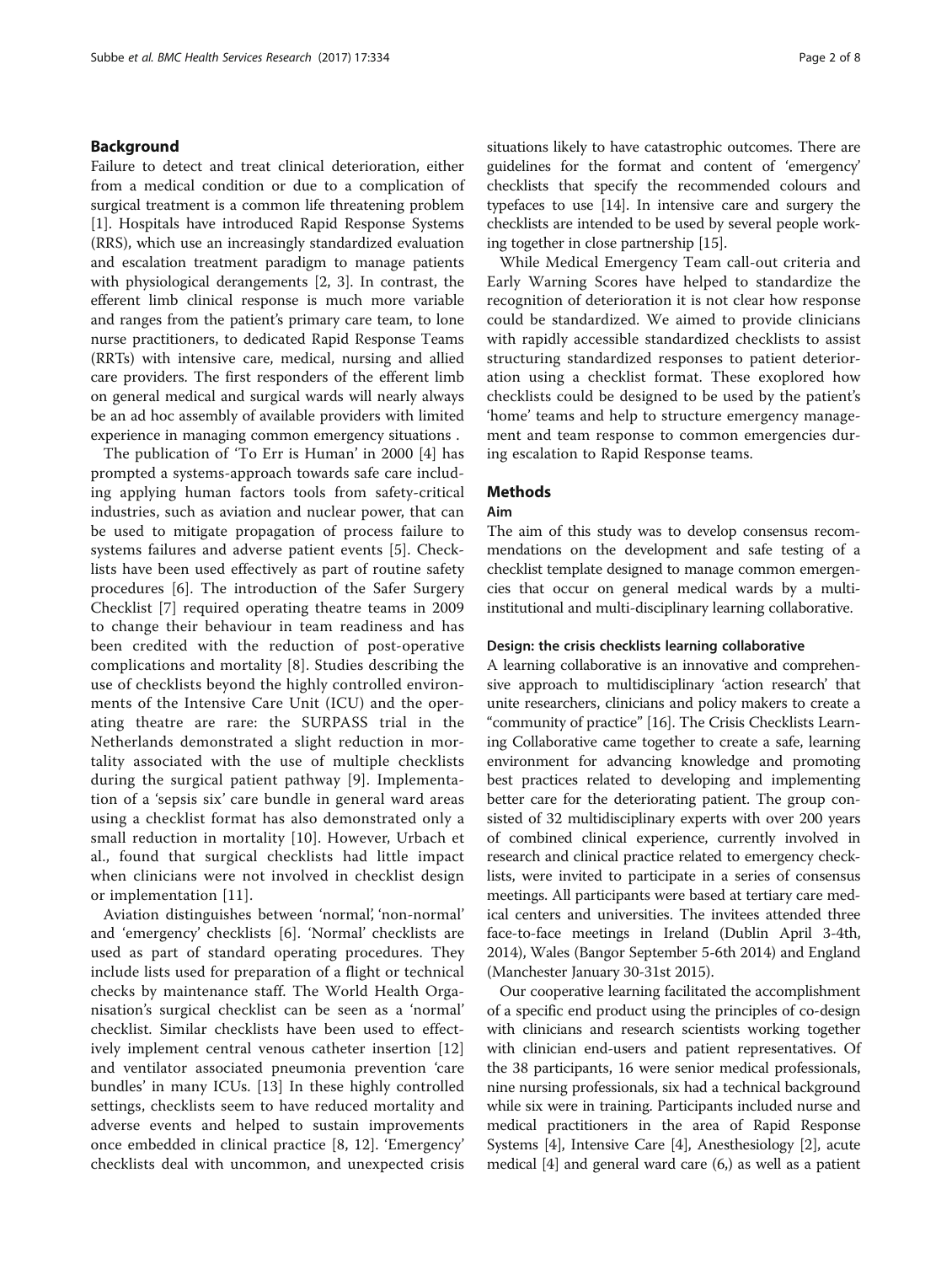## Background

Failure to detect and treat clinical deterioration, either from a medical condition or due to a complication of surgical treatment is a common life threatening problem [1]. Hospitals have introduced Rapid Response Systems (RRS), which use an increasingly standardized evaluation and escalation treatment paradigm to manage patients with physiological derangements [2, 3]. In contrast, the efferent limb clinical response is much more variable and ranges from the patient's primary care team, to lone nurse practitioners, to dedicated Rapid Response Teams (RRTs) with intensive care, medical, nursing and allied care providers. The first responders of the efferent limb on general medical and surgical wards will nearly always be an ad hoc assembly of available providers with limited experience in managing common emergency situations .

The publication of 'To Err is Human' in 2000 [4] has prompted a systems-approach towards safe care including applying human factors tools from safety-critical industries, such as aviation and nuclear power, that can be used to mitigate propagation of process failure to systems failures and adverse patient events [5]. Checklists have been used effectively as part of routine safety procedures [6]. The introduction of the Safer Surgery Checklist [7] required operating theatre teams in 2009 to change their behaviour in team readiness and has been credited with the reduction of post-operative complications and mortality [8]. Studies describing the use of checklists beyond the highly controlled environments of the Intensive Care Unit (ICU) and the operating theatre are rare: the SURPASS trial in the Netherlands demonstrated a slight reduction in mortality associated with the use of multiple checklists during the surgical patient pathway [9]. Implementation of a 'sepsis six' care bundle in general ward areas using a checklist format has also demonstrated only a small reduction in mortality [10]. However, Urbach et al., found that surgical checklists had little impact when clinicians were not involved in checklist design or implementation [11].

Aviation distinguishes between 'normal', 'non-normal' and 'emergency' checklists [6]. 'Normal' checklists are used as part of standard operating procedures. They include lists used for preparation of a flight or technical checks by maintenance staff. The World Health Organisation's surgical checklist can be seen as a 'normal' checklist. Similar checklists have been used to effectively implement central venous catheter insertion [12] and ventilator associated pneumonia prevention 'care bundles' in many ICUs. [13] In these highly controlled settings, checklists seem to have reduced mortality and adverse events and helped to sustain improvements once embedded in clinical practice [8, 12]. 'Emergency' checklists deal with uncommon, and unexpected crisis situations likely to have catastrophic outcomes. There are guidelines for the format and content of 'emergency' checklists that specify the recommended colours and typefaces to use [14]. In intensive care and surgery the checklists are intended to be used by several people working together in close partnership [15].

While Medical Emergency Team call-out criteria and Early Warning Scores have helped to standardize the recognition of deterioration it is not clear how response could be standardized. We aimed to provide clinicians with rapidly accessible standardized checklists to assist structuring standardized responses to patient deterioration using a checklist format. These exoplored how checklists could be designed to be used by the patient's 'home' teams and help to structure emergency management and team response to common emergencies during escalation to Rapid Response teams.

## Methods

### Aim

The aim of this study was to develop consensus recommendations on the development and safe testing of a checklist template designed to manage common emergencies that occur on general medical wards by a multi-institutional and multi-disciplinary learning collaborative.

### Design: the crisis checklists learning collaborative

A learning collaborative is an innovative and comprehensive approach to multidisciplinary 'action research' that unite researchers, clinicians and policy makers to create a "community of practice" [16]. The Crisis Checklists Learning Collaborative came together to create a safe, learning environment for advancing knowledge and promoting best practices related to developing and implementing better care for the deteriorating patient. The group consisted of 32 multidisciplinary experts with over 200 years of combined clinical experience, currently involved in research and clinical practice related to emergency checklists, were invited to participate in a series of consensus meetings. All participants were based at tertiary care medical centers and universities. The invitees attended three face-to-face meetings in Ireland (Dublin April 3-4th, 2014), Wales (Bangor September 5-6th 2014) and England (Manchester January 30-31st 2015).

Our cooperative learning facilitated the accomplishment of a specific end product using the principles of co-design with clinicians and research scientists working together with clinician end-users and patient representatives. Of the 38 participants, 16 were senior medical professionals, nine nursing professionals, six had a technical background while six were in training. Participants included nurse and medical practitioners in the area of Rapid Response Systems [4], Intensive Care [4], Anesthesiology [2], acute medical [4] and general ward care (6,) as well as a patient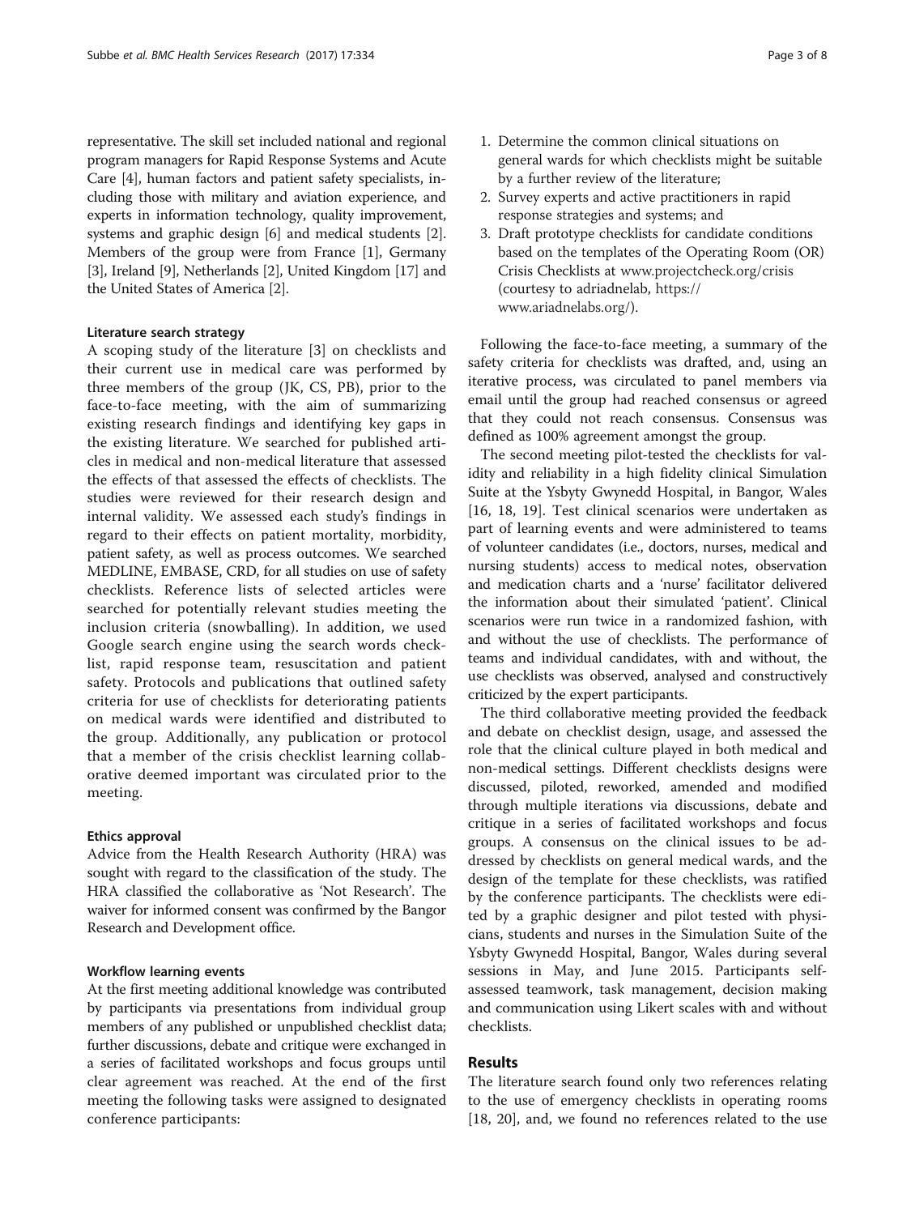representative. The skill set included national and regional program managers for Rapid Response Systems and Acute Care [4], human factors and patient safety specialists, including those with military and aviation experience, and experts in information technology, quality improvement, systems and graphic design [6] and medical students [2]. Members of the group were from France [1], Germany [3], Ireland [9], Netherlands [2], United Kingdom [17] and the United States of America [2].

#### Literature search strategy

A scoping study of the literature [3] on checklists and their current use in medical care was performed by three members of the group (JK, CS, PB), prior to the face-to-face meeting, with the aim of summarizing existing research findings and identifying key gaps in the existing literature. We searched for published articles in medical and non-medical literature that assessed the effects of that assessed the effects of checklists. The studies were reviewed for their research design and internal validity. We assessed each study's findings in regard to their effects on patient mortality, morbidity, patient safety, as well as process outcomes. We searched MEDLINE, EMBASE, CRD, for all studies on use of safety checklists. Reference lists of selected articles were searched for potentially relevant studies meeting the inclusion criteria (snowballing). In addition, we used Google search engine using the search words checklist, rapid response team, resuscitation and patient safety. Protocols and publications that outlined safety criteria for use of checklists for deteriorating patients on medical wards were identified and distributed to the group. Additionally, any publication or protocol that a member of the crisis checklist learning collaborative deemed important was circulated prior to the meeting.

#### Ethics approval

Advice from the Health Research Authority (HRA) was sought with regard to the classification of the study. The HRA classified the collaborative as 'Not Research'. The waiver for informed consent was confirmed by the Bangor Research and Development office.

#### Workflow learning events

At the first meeting additional knowledge was contributed by participants via presentations from individual group members of any published or unpublished checklist data; further discussions, debate and critique were exchanged in a series of facilitated workshops and focus groups until clear agreement was reached. At the end of the first meeting the following tasks were assigned to designated conference participants:

1. Determine the common clinical situations on general wards for which checklists might be suitable by a further review of the literature;
2. Survey experts and active practitioners in rapid response strategies and systems; and
3. Draft prototype checklists for candidate conditions based on the templates of the Operating Room (OR) Crisis Checklists at www.projectcheck.org/crisis (courtesy to adriadnelab, https://www.ariadnelabs.org/).

Following the face-to-face meeting, a summary of the safety criteria for checklists was drafted, and, using an iterative process, was circulated to panel members via email until the group had reached consensus or agreed that they could not reach consensus. Consensus was defined as 100% agreement amongst the group.

The second meeting pilot-tested the checklists for validity and reliability in a high fidelity clinical Simulation Suite at the Ysbyty Gwynedd Hospital, in Bangor, Wales [16, 18, 19]. Test clinical scenarios were undertaken as part of learning events and were administered to teams of volunteer candidates (i.e., doctors, nurses, medical and nursing students) access to medical notes, observation and medication charts and a 'nurse' facilitator delivered the information about their simulated 'patient'. Clinical scenarios were run twice in a randomized fashion, with and without the use of checklists. The performance of teams and individual candidates, with and without, the use checklists was observed, analysed and constructively criticized by the expert participants.

The third collaborative meeting provided the feedback and debate on checklist design, usage, and assessed the role that the clinical culture played in both medical and non-medical settings. Different checklists designs were discussed, piloted, reworked, amended and modified through multiple iterations via discussions, debate and critique in a series of facilitated workshops and focus groups. A consensus on the clinical issues to be addressed by checklists on general medical wards, and the design of the template for these checklists, was ratified by the conference participants. The checklists were edited by a graphic designer and pilot tested with physicians, students and nurses in the Simulation Suite of the Ysbyty Gwynedd Hospital, Bangor, Wales during several sessions in May, and June 2015. Participants self-assessed teamwork, task management, decision making and communication using Likert scales with and without checklists.

## Results

The literature search found only two references relating to the use of emergency checklists in operating rooms [18, 20], and, we found no references related to the use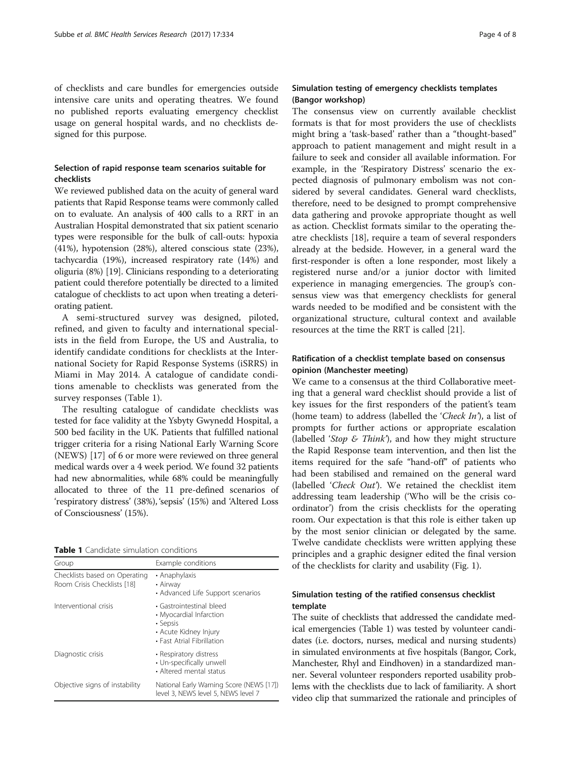of checklists and care bundles for emergencies outside intensive care units and operating theatres. We found no published reports evaluating emergency checklist usage on general hospital wards, and no checklists designed for this purpose.

### Selection of rapid response team scenarios suitable for checklists

We reviewed published data on the acuity of general ward patients that Rapid Response teams were commonly called on to evaluate. An analysis of 400 calls to a RRT in an Australian Hospital demonstrated that six patient scenario types were responsible for the bulk of call-outs: hypoxia (41%), hypotension (28%), altered conscious state (23%), tachycardia (19%), increased respiratory rate (14%) and oliguria (8%) [19]. Clinicians responding to a deteriorating patient could therefore potentially be directed to a limited catalogue of checklists to act upon when treating a deteriorating patient.

A semi-structured survey was designed, piloted, refined, and given to faculty and international specialists in the field from Europe, the US and Australia, to identify candidate conditions for checklists at the International Society for Rapid Response Systems (iSRRS) in Miami in May 2014. A catalogue of candidate conditions amenable to checklists was generated from the survey responses (Table 1).

The resulting catalogue of candidate checklists was tested for face validity at the Ysbyty Gwynedd Hospital, a 500 bed facility in the UK. Patients that fulfilled national trigger criteria for a rising National Early Warning Score (NEWS) [17] of 6 or more were reviewed on three general medical wards over a 4 week period. We found 32 patients had new abnormalities, while 68% could be meaningfully allocated to three of the 11 pre-defined scenarios of 'respiratory distress' (38%), 'sepsis' (15%) and 'Altered Loss of Consciousness' (15%).

**Table 1** Candidate simulation conditions

| Group | Example conditions |
|---|---|
| Checklists based on Operating Room Crisis Checklists [18] | • Anaphylaxis<br>• Airway<br>• Advanced Life Support scenarios |
| Interventional crisis | • Gastrointestinal bleed<br>• Myocardial Infarction<br>• Sepsis<br>• Acute Kidney Injury<br>• Fast Atrial Fibrillation |
| Diagnostic crisis | • Respiratory distress<br>• Un-specifically unwell<br>• Altered mental status |
| Objective signs of instability | National Early Warning Score (NEWS [17]) level 3, NEWS level 5, NEWS level 7 |

### Simulation testing of emergency checklists templates (Bangor workshop)

The consensus view on currently available checklist formats is that for most providers the use of checklists might bring a 'task-based' rather than a "thought-based" approach to patient management and might result in a failure to seek and consider all available information. For example, in the 'Respiratory Distress' scenario the expected diagnosis of pulmonary embolism was not considered by several candidates. General ward checklists, therefore, need to be designed to prompt comprehensive data gathering and provoke appropriate thought as well as action. Checklist formats similar to the operating theatre checklists [18], require a team of several responders already at the bedside. However, in a general ward the first-responder is often a lone responder, most likely a registered nurse and/or a junior doctor with limited experience in managing emergencies. The group's consensus view was that emergency checklists for general wards needed to be modified and be consistent with the organizational structure, cultural context and available resources at the time the RRT is called [21].

### Ratification of a checklist template based on consensus opinion (Manchester meeting)

We came to a consensus at the third Collaborative meeting that a general ward checklist should provide a list of key issues for the first responders of the patient's team (home team) to address (labelled the '*Check In*'), a list of prompts for further actions or appropriate escalation (labelled '*Stop & Think*'), and how they might structure the Rapid Response team intervention, and then list the items required for the safe "hand-off" of patients who had been stabilised and remained on the general ward (labelled '*Check Out*'). We retained the checklist item addressing team leadership ('Who will be the crisis coordinator') from the crisis checklists for the operating room. Our expectation is that this role is either taken up by the most senior clinician or delegated by the same. Twelve candidate checklists were written applying these principles and a graphic designer edited the final version of the checklists for clarity and usability (Fig. 1).

### Simulation testing of the ratified consensus checklist template

The suite of checklists that addressed the candidate medical emergencies (Table 1) was tested by volunteer candidates (i.e. doctors, nurses, medical and nursing students) in simulated environments at five hospitals (Bangor, Cork, Manchester, Rhyl and Eindhoven) in a standardized manner. Several volunteer responders reported usability problems with the checklists due to lack of familiarity. A short video clip that summarized the rationale and principles of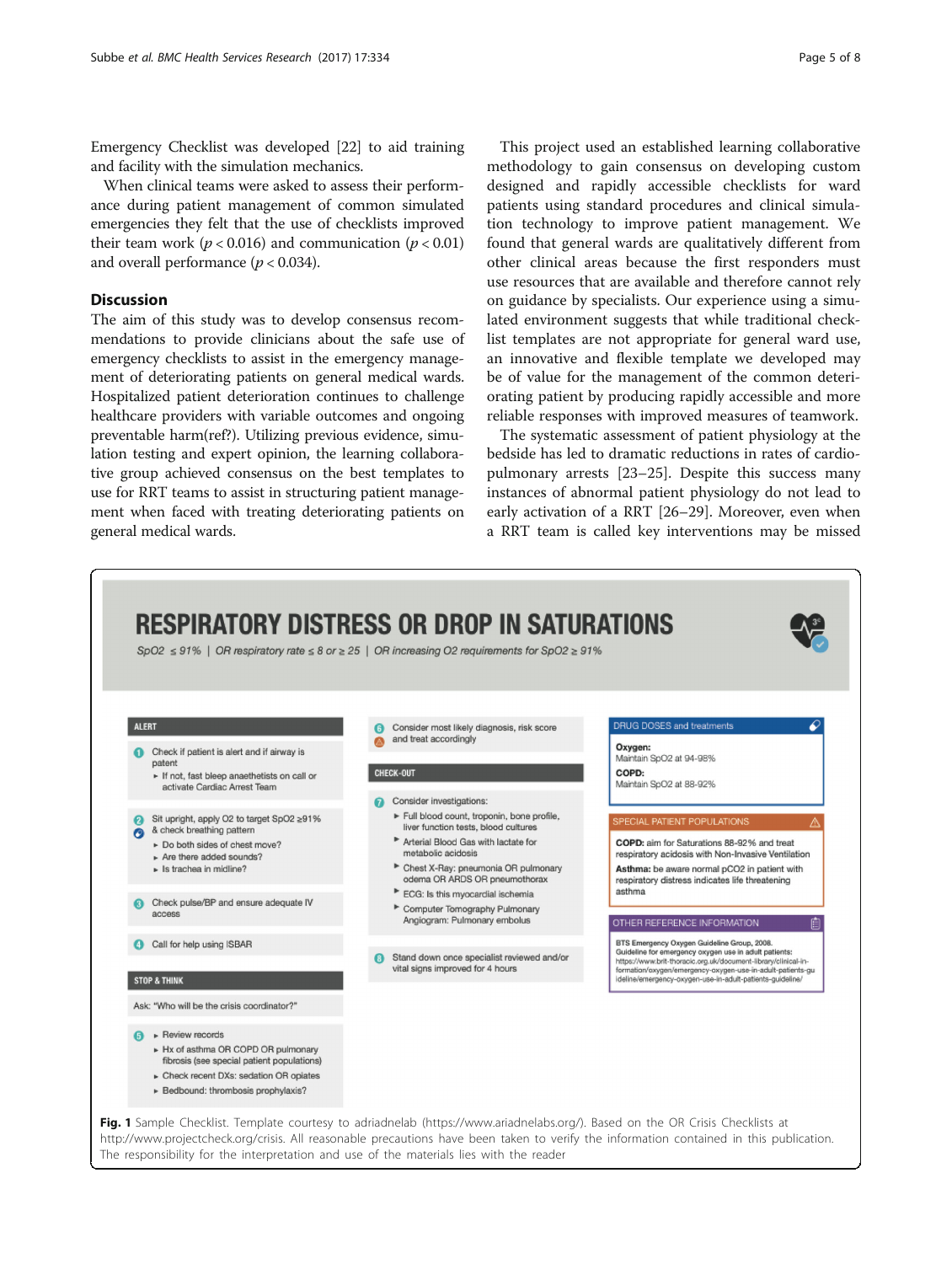Emergency Checklist was developed [22] to aid training and facility with the simulation mechanics.

When clinical teams were asked to assess their performance during patient management of common simulated emergencies they felt that the use of checklists improved their team work ($p < 0.016$) and communication ($p < 0.01$) and overall performance ($p < 0.034$).

## Discussion

The aim of this study was to develop consensus recommendations to provide clinicians about the safe use of emergency checklists to assist in the emergency management of deteriorating patients on general medical wards. Hospitalized patient deterioration continues to challenge healthcare providers with variable outcomes and ongoing preventable harm(ref?). Utilizing previous evidence, simulation testing and expert opinion, the learning collaborative group achieved consensus on the best templates to use for RRT teams to assist in structuring patient management when faced with treating deteriorating patients on general medical wards.

This project used an established learning collaborative methodology to gain consensus on developing custom designed and rapidly accessible checklists for ward patients using standard procedures and clinical simulation technology to improve patient management. We found that general wards are qualitatively different from other clinical areas because the first responders must use resources that are available and therefore cannot rely on guidance by specialists. Our experience using a simulated environment suggests that while traditional checklist templates are not appropriate for general ward use, an innovative and flexible template we developed may be of value for the management of the common deteriorating patient by producing rapidly accessible and more reliable responses with improved measures of teamwork.

The systematic assessment of patient physiology at the bedside has led to dramatic reductions in rates of cardiopulmonary arrests [23–25]. Despite this success many instances of abnormal patient physiology do not lead to early activation of a RRT [26–29]. Moreover, even when a RRT team is called key interventions may be missed

# RESPIRATORY DISTRESS OR DROP IN SATURATIONS

*SpO2 ≤ 91% | OR respiratory rate ≤ 8 or ≥ 25 | OR increasing O2 requirements for SpO2 ≥ 91%*

**ALERT**

1. Check if patient is alert and if airway is patent
   - If not, fast bleep anaethetists on call or activate Cardiac Arrest Team
2. Sit upright, apply O2 to target SpO2 ≥91% & check breathing pattern
   - Do both sides of chest move?
   - Are there added sounds?
   - Is trachea in midline?
3. Check pulse/BP and ensure adequate IV access
4. Call for help using ISBAR

**STOP & THINK**

Ask: "Who will be the crisis coordinator?"

5. 
   - Review records
   - Hx of asthma OR COPD OR pulmonary fibrosis (see special patient populations)
   - Check recent DXs: sedation OR opiates
   - Bedbound: thrombosis prophylaxis?

6. Consider most likely diagnosis, risk score and treat accordingly

**CHECK-OUT**

7. Consider investigations:
   - Full blood count, troponin, bone profile, liver function tests, blood cultures
   - Arterial Blood Gas with lactate for metabolic acidosis
   - Chest X-Ray: pneumonia OR pulmonary odema OR ARDS OR pneumothorax
   - ECG: Is this myocardial ischemia
   - Computer Tomography Pulmonary Angiogram: Pulmonary embolus
8. Stand down once specialist reviewed and/or vital signs improved for 4 hours

**DRUG DOSES and treatments**

**Oxygen:** Maintain SpO2 at 94-98%
**COPD:** Maintain SpO2 at 88-92%

**SPECIAL PATIENT POPULATIONS**

**COPD:** aim for Saturations 88-92% and treat respiratory acidosis with Non-Invasive Ventilation
**Asthma:** be aware normal pCO2 in patient with respiratory distress indicates life threatening asthma

**OTHER REFERENCE INFORMATION**

BTS Emergency Oxygen Guideline Group, 2008. Guideline for emergency oxygen use in adult patients: https://www.brit-thoracic.org.uk/document-library/clinical-information/oxygen/emergency-oxygen-use-in-adult-patients-guideline/emergency-oxygen-use-in-adult-patients-guideline/

**Fig. 1** Sample Checklist. Template courtesy to adriadnelab (https://www.ariadnelabs.org/). Based on the OR Crisis Checklists at http://www.projectcheck.org/crisis. All reasonable precautions have been taken to verify the information contained in this publication. The responsibility for the interpretation and use of the materials lies with the reader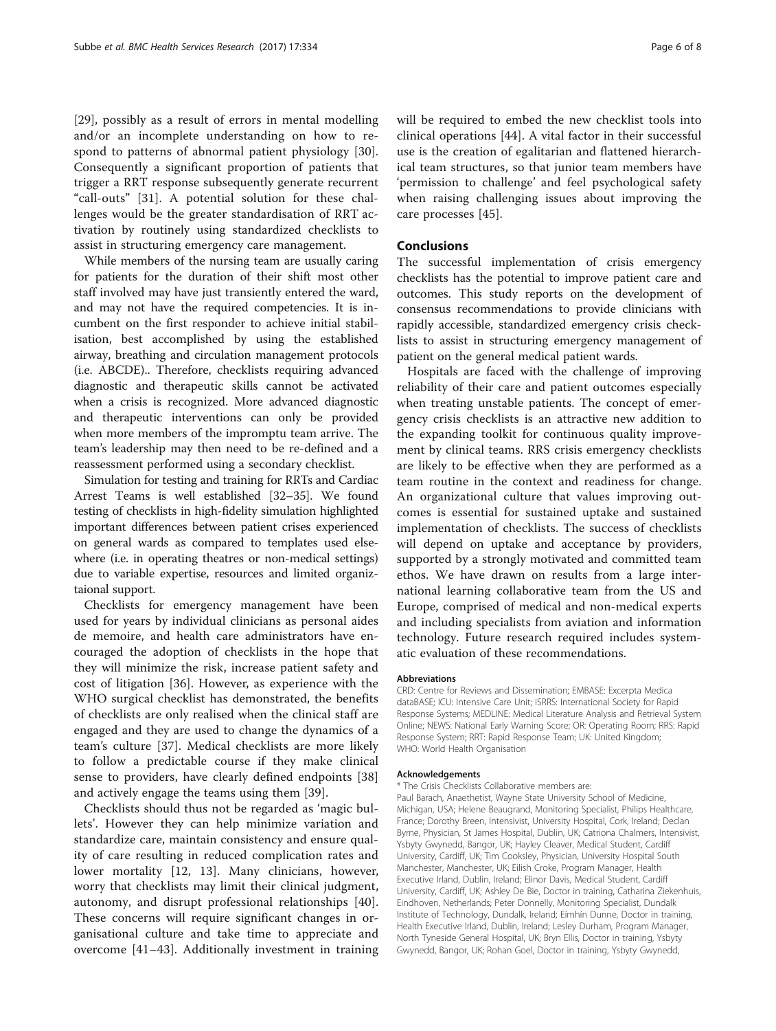[29], possibly as a result of errors in mental modelling and/or an incomplete understanding on how to respond to patterns of abnormal patient physiology [30]. Consequently a significant proportion of patients that trigger a RRT response subsequently generate recurrent "call-outs" [31]. A potential solution for these challenges would be the greater standardisation of RRT activation by routinely using standardized checklists to assist in structuring emergency care management.

While members of the nursing team are usually caring for patients for the duration of their shift most other staff involved may have just transiently entered the ward, and may not have the required competencies. It is incumbent on the first responder to achieve initial stabilisation, best accomplished by using the established airway, breathing and circulation management protocols (i.e. ABCDE).. Therefore, checklists requiring advanced diagnostic and therapeutic skills cannot be activated when a crisis is recognized. More advanced diagnostic and therapeutic interventions can only be provided when more members of the impromptu team arrive. The team's leadership may then need to be re-defined and a reassessment performed using a secondary checklist.

Simulation for testing and training for RRTs and Cardiac Arrest Teams is well established [32–35]. We found testing of checklists in high-fidelity simulation highlighted important differences between patient crises experienced on general wards as compared to templates used elsewhere (i.e. in operating theatres or non-medical settings) due to variable expertise, resources and limited organiztaional support.

Checklists for emergency management have been used for years by individual clinicians as personal aides de memoire, and health care administrators have encouraged the adoption of checklists in the hope that they will minimize the risk, increase patient safety and cost of litigation [36]. However, as experience with the WHO surgical checklist has demonstrated, the benefits of checklists are only realised when the clinical staff are engaged and they are used to change the dynamics of a team's culture [37]. Medical checklists are more likely to follow a predictable course if they make clinical sense to providers, have clearly defined endpoints [38] and actively engage the teams using them [39].

Checklists should thus not be regarded as 'magic bullets'. However they can help minimize variation and standardize care, maintain consistency and ensure quality of care resulting in reduced complication rates and lower mortality [12, 13]. Many clinicians, however, worry that checklists may limit their clinical judgment, autonomy, and disrupt professional relationships [40]. These concerns will require significant changes in organisational culture and take time to appreciate and overcome [41–43]. Additionally investment in training will be required to embed the new checklist tools into clinical operations [44]. A vital factor in their successful use is the creation of egalitarian and flattened hierarchical team structures, so that junior team members have 'permission to challenge' and feel psychological safety when raising challenging issues about improving the care processes [45].

## Conclusions

The successful implementation of crisis emergency checklists has the potential to improve patient care and outcomes. This study reports on the development of consensus recommendations to provide clinicians with rapidly accessible, standardized emergency crisis checklists to assist in structuring emergency management of patient on the general medical patient wards.

Hospitals are faced with the challenge of improving reliability of their care and patient outcomes especially when treating unstable patients. The concept of emergency crisis checklists is an attractive new addition to the expanding toolkit for continuous quality improvement by clinical teams. RRS crisis emergency checklists are likely to be effective when they are performed as a team routine in the context and readiness for change. An organizational culture that values improving outcomes is essential for sustained uptake and sustained implementation of checklists. The success of checklists will depend on uptake and acceptance by providers, supported by a strongly motivated and committed team ethos. We have drawn on results from a large international learning collaborative team from the US and Europe, comprised of medical and non-medical experts and including specialists from aviation and information technology. Future research required includes systematic evaluation of these recommendations.

#### Abbreviations

CRD: Centre for Reviews and Dissemination; EMBASE: Excerpta Medica dataBASE; ICU: Intensive Care Unit; iSRRS: International Society for Rapid Response Systems; MEDLINE: Medical Literature Analysis and Retrieval System Online; NEWS: National Early Warning Score; OR: Operating Room; RRS: Rapid Response System; RRT: Rapid Response Team; UK: United Kingdom; WHO: World Health Organisation

#### Acknowledgements

* The Crisis Checklists Collaborative members are:
Paul Barach, Anaethetist, Wayne State University School of Medicine, Michigan, USA; Helene Beaugrand, Monitoring Specialist, Philips Healthcare, France; Dorothy Breen, Intensivist, University Hospital, Cork, Ireland; Declan Byrne, Physician, St James Hospital, Dublin, UK; Catriona Chalmers, Intensivist, Ysbyty Gwynedd, Bangor, UK; Hayley Cleaver, Medical Student, Cardiff University, Cardiff, UK; Tim Cooksley, Physician, University Hospital South Manchester, Manchester, UK; Eilish Croke, Program Manager, Health Executive Irland, Dublin, Ireland; Elinor Davis, Medical Student, Cardiff University, Cardiff, UK; Ashley De Bie, Doctor in training, Catharina Ziekenhuis, Eindhoven, Netherlands; Peter Donnelly, Monitoring Specialist, Dundalk Institute of Technology, Dundalk, Ireland; Eimhín Dunne, Doctor in training, Health Executive Irland, Dublin, Ireland; Lesley Durham, Program Manager, North Tyneside General Hospital, UK; Bryn Ellis, Doctor in training, Ysbyty Gwynedd, Bangor, UK; Rohan Goel, Doctor in training, Ysbyty Gwynedd,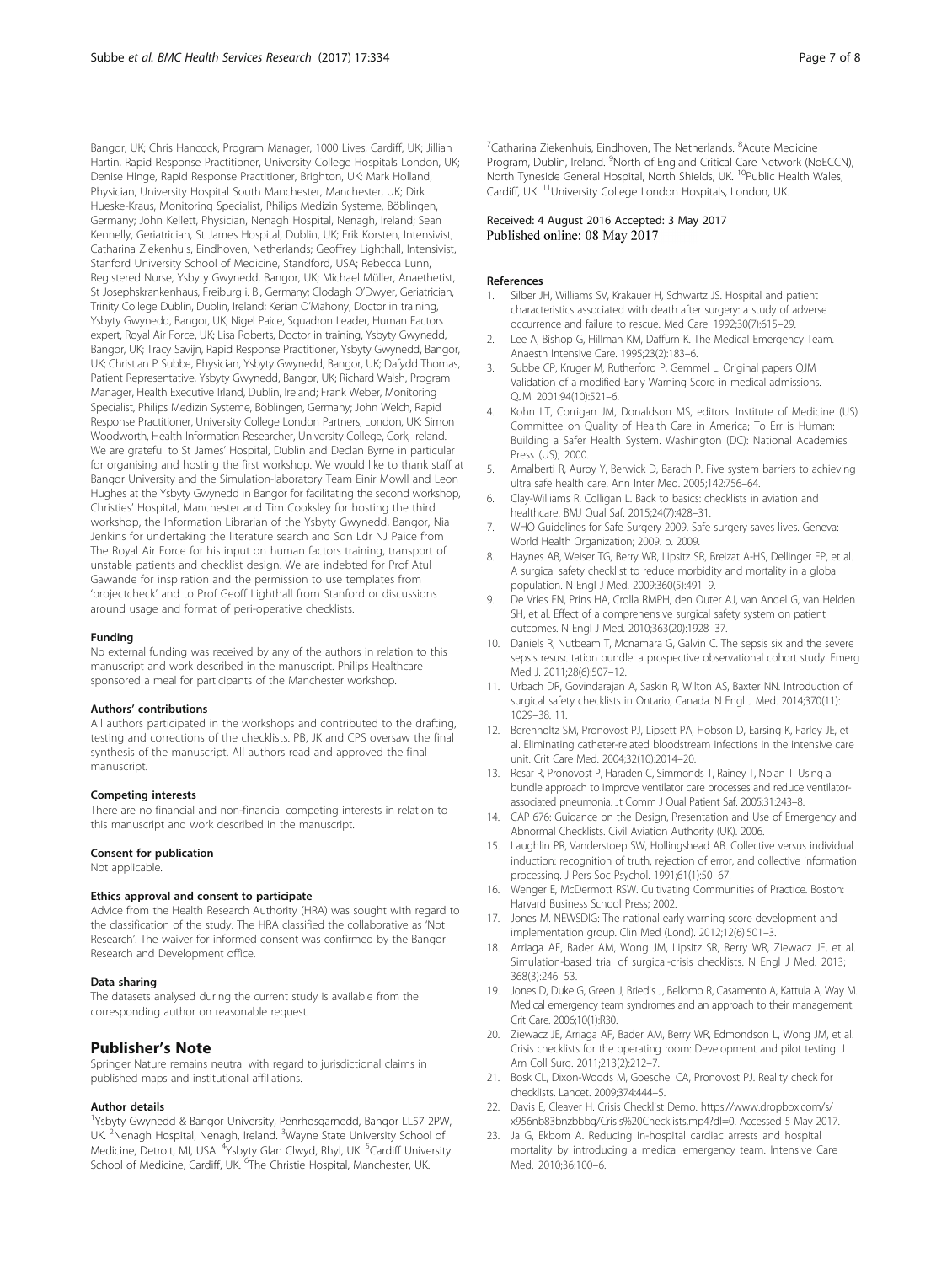Bangor, UK; Chris Hancock, Program Manager, 1000 Lives, Cardiff, UK; Jillian Hartin, Rapid Response Practitioner, University College Hospitals London, UK; Denise Hinge, Rapid Response Practitioner, Brighton, UK; Mark Holland, Physician, University Hospital South Manchester, Manchester, UK; Dirk Hueske-Kraus, Monitoring Specialist, Philips Medizin Systeme, Böblingen, Germany; John Kellett, Physician, Nenagh Hospital, Nenagh, Ireland; Sean Kennelly, Geriatrician, St James Hospital, Dublin, UK; Erik Korsten, Intensivist, Catharina Ziekenhuis, Eindhoven, Netherlands; Geoffrey Lighthall, Intensivist, Stanford University School of Medicine, Standford, USA; Rebecca Lunn, Registered Nurse, Ysbyty Gwynedd, Bangor, UK; Michael Müller, Anaethetist, St Josephskrankenhaus, Freiburg i. B., Germany; Clodagh O'Dwyer, Geriatrician, Trinity College Dublin, Dublin, Ireland; Kerian O'Mahony, Doctor in training, Ysbyty Gwynedd, Bangor, UK; Nigel Paice, Squadron Leader, Human Factors expert, Royal Air Force, UK; Lisa Roberts, Doctor in training, Ysbyty Gwynedd, Bangor, UK; Tracy Savijn, Rapid Response Practitioner, Ysbyty Gwynedd, Bangor, UK; Christian P Subbe, Physician, Ysbyty Gwynedd, Bangor, UK; Dafydd Thomas, Patient Representative, Ysbyty Gwynedd, Bangor, UK; Richard Walsh, Program Manager, Health Executive Irland, Dublin, Ireland; Frank Weber, Monitoring Specialist, Philips Medizin Systeme, Böblingen, Germany; John Welch, Rapid Response Practitioner, University College London Partners, London, UK; Simon Woodworth, Health Information Researcher, University College, Cork, Ireland. We are grateful to St James' Hospital, Dublin and Declan Byrne in particular for organising and hosting the first workshop. We would like to thank staff at Bangor University and the Simulation-laboratory Team Einir Mowll and Leon Hughes at the Ysbyty Gwynedd in Bangor for facilitating the second workshop, Christies' Hospital, Manchester and Tim Cooksley for hosting the third workshop, the Information Librarian of the Ysbyty Gwynedd, Bangor, Nia Jenkins for undertaking the literature search and Sqn Ldr NJ Paice from The Royal Air Force for his input on human factors training, transport of unstable patients and checklist design. We are indebted for Prof Atul Gawande for inspiration and the permission to use templates from 'projectcheck' and to Prof Geoff Lighthall from Stanford or discussions around usage and format of peri-operative checklists.

#### Funding
No external funding was received by any of the authors in relation to this manuscript and work described in the manuscript. Philips Healthcare sponsored a meal for participants of the Manchester workshop.

#### Authors' contributions
All authors participated in the workshops and contributed to the drafting, testing and corrections of the checklists. PB, JK and CPS oversaw the final synthesis of the manuscript. All authors read and approved the final manuscript.

#### Competing interests
There are no financial and non-financial competing interests in relation to this manuscript and work described in the manuscript.

#### Consent for publication
Not applicable.

#### Ethics approval and consent to participate
Advice from the Health Research Authority (HRA) was sought with regard to the classification of the study. The HRA classified the collaborative as 'Not Research'. The waiver for informed consent was confirmed by the Bangor Research and Development office.

#### Data sharing
The datasets analysed during the current study is available from the corresponding author on reasonable request.

## Publisher's Note
Springer Nature remains neutral with regard to jurisdictional claims in published maps and institutional affiliations.

#### Author details
[1]Ysbyty Gwynedd & Bangor University, Penrhosgarnedd, Bangor LL57 2PW, UK. [2]Nenagh Hospital, Nenagh, Ireland. [3]Wayne State University School of Medicine, Detroit, MI, USA. [4]Ysbyty Glan Clwyd, Rhyl, UK. [5]Cardiff University School of Medicine, Cardiff, UK. [6]The Christie Hospital, Manchester, UK. [7]Catharina Ziekenhuis, Eindhoven, The Netherlands. [8]Acute Medicine Program, Dublin, Ireland. [9]North of England Critical Care Network (NoECCN), North Tyneside General Hospital, North Shields, UK. [10]Public Health Wales, Cardiff, UK. [11]University College London Hospitals, London, UK.

Received: 4 August 2016 Accepted: 3 May 2017
Published online: 08 May 2017

#### References
1. Silber JH, Williams SV, Krakauer H, Schwartz JS. Hospital and patient characteristics associated with death after surgery: a study of adverse occurrence and failure to rescue. Med Care. 1992;30(7):615–29.
2. Lee A, Bishop G, Hillman KM, Daffurn K. The Medical Emergency Team. Anaesth Intensive Care. 1995;23(2):183–6.
3. Subbe CP, Kruger M, Rutherford P, Gemmel L. Original papers QJM Validation of a modified Early Warning Score in medical admissions. QJM. 2001;94(10):521–6.
4. Kohn LT, Corrigan JM, Donaldson MS, editors. Institute of Medicine (US) Committee on Quality of Health Care in America; To Err is Human: Building a Safer Health System. Washington (DC): National Academies Press (US); 2000.
5. Amalberti R, Auroy Y, Berwick D, Barach P. Five system barriers to achieving ultra safe health care. Ann Inter Med. 2005;142:756–64.
6. Clay-Williams R, Colligan L. Back to basics: checklists in aviation and healthcare. BMJ Qual Saf. 2015;24(7):428–31.
7. WHO Guidelines for Safe Surgery 2009. Safe surgery saves lives. Geneva: World Health Organization; 2009. p. 2009.
8. Haynes AB, Weiser TG, Berry WR, Lipsitz SR, Breizat A-HS, Dellinger EP, et al. A surgical safety checklist to reduce morbidity and mortality in a global population. N Engl J Med. 2009;360(5):491–9.
9. De Vries EN, Prins HA, Crolla RMPH, den Outer AJ, van Andel G, van Helden SH, et al. Effect of a comprehensive surgical safety system on patient outcomes. N Engl J Med. 2010;363(20):1928–37.
10. Daniels R, Nutbeam T, Mcnamara G, Galvin C. The sepsis six and the severe sepsis resuscitation bundle: a prospective observational cohort study. Emerg Med J. 2011;28(6):507–12.
11. Urbach DR, Govindarajan A, Saskin R, Wilton AS, Baxter NN. Introduction of surgical safety checklists in Ontario, Canada. N Engl J Med. 2014;370(11): 1029–38. 11.
12. Berenholtz SM, Pronovost PJ, Lipsett PA, Hobson D, Earsing K, Farley JE, et al. Eliminating catheter-related bloodstream infections in the intensive care unit. Crit Care Med. 2004;32(10):2014–20.
13. Resar R, Pronovost P, Haraden C, Simmonds T, Rainey T, Nolan T. Using a bundle approach to improve ventilator care processes and reduce ventilator-associated pneumonia. Jt Comm J Qual Patient Saf. 2005;31:243–8.
14. CAP 676: Guidance on the Design, Presentation and Use of Emergency and Abnormal Checklists. Civil Aviation Authority (UK). 2006.
15. Laughlin PR, Vanderstoep SW, Hollingshead AB. Collective versus individual induction: recognition of truth, rejection of error, and collective information processing. J Pers Soc Psychol. 1991;61(1):50–67.
16. Wenger E, McDermott RSW. Cultivating Communities of Practice. Boston: Harvard Business School Press; 2002.
17. Jones M. NEWSDIG: The national early warning score development and implementation group. Clin Med (Lond). 2012;12(6):501–3.
18. Arriaga AF, Bader AM, Wong JM, Lipsitz SR, Berry WR, Ziewacz JE, et al. Simulation-based trial of surgical-crisis checklists. N Engl J Med. 2013; 368(3):246–53.
19. Jones D, Duke G, Green J, Briedis J, Bellomo R, Casamento A, Kattula A, Way M. Medical emergency team syndromes and an approach to their management. Crit Care. 2006;10(1):R30.
20. Ziewacz JE, Arriaga AF, Bader AM, Berry WR, Edmondson L, Wong JM, et al. Crisis checklists for the operating room: Development and pilot testing. J Am Coll Surg. 2011;213(2):212–7.
21. Bosk CL, Dixon-Woods M, Goeschel CA, Pronovost PJ. Reality check for checklists. Lancet. 2009;374:444–5.
22. Davis E, Cleaver H. Crisis Checklist Demo. https://www.dropbox.com/s/x956nb83bnzbbbg/Crisis%20Checklists.mp4?dl=0. Accessed 5 May 2017.
23. Ja G, Ekbom A. Reducing in-hospital cardiac arrests and hospital mortality by introducing a medical emergency team. Intensive Care Med. 2010;36:100–6.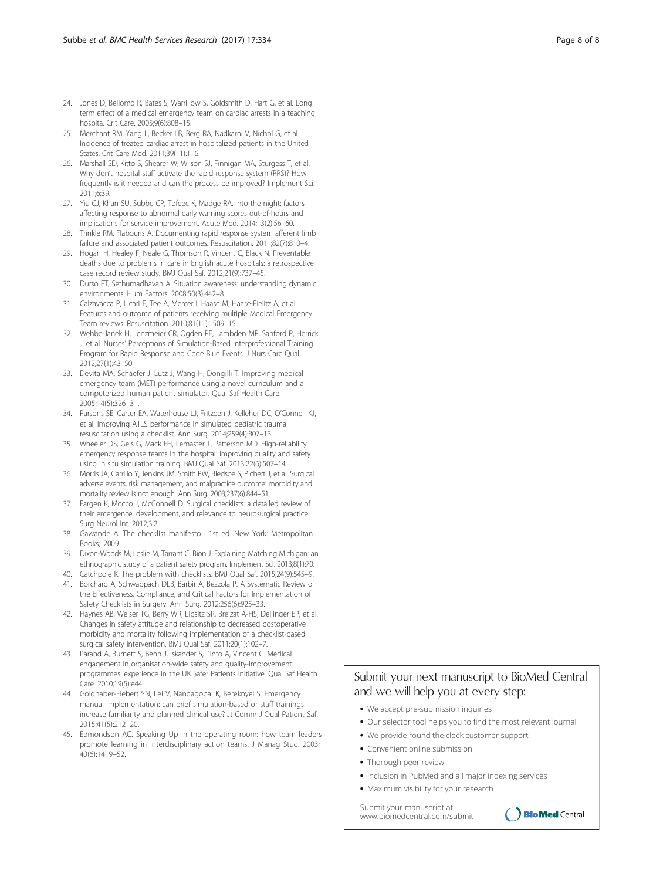24. Jones D, Bellomo R, Bates S, Warrillow S, Goldsmith D, Hart G, et al. Long term effect of a medical emergency team on cardiac arrests in a teaching hospita. Crit Care. 2005;9(6):808–15.
25. Merchant RM, Yang L, Becker LB, Berg RA, Nadkarni V, Nichol G, et al. Incidence of treated cardiac arrest in hospitalized patients in the United States. Crit Care Med. 2011;39(11):1–6.
26. Marshall SD, Kitto S, Shearer W, Wilson SJ, Finnigan MA, Sturgess T, et al. Why don't hospital staff activate the rapid response system (RRS)? How frequently is it needed and can the process be improved? Implement Sci. 2011;6:39.
27. Yiu CJ, Khan SU, Subbe CP, Tofeec K, Madge RA. Into the night: factors affecting response to abnormal early warning scores out-of-hours and implications for service improvement. Acute Med. 2014;13(2):56–60.
28. Trinkle RM, Flabouris A. Documenting rapid response system afferent limb failure and associated patient outcomes. Resuscitation. 2011;82(7):810–4.
29. Hogan H, Healey F, Neale G, Thomson R, Vincent C, Black N. Preventable deaths due to problems in care in English acute hospitals: a retrospective case record review study. BMJ Qual Saf. 2012;21(9):737–45.
30. Durso FT, Sethumadhavan A. Situation awareness: understanding dynamic environments. Hum Factors. 2008;50(3):442–8.
31. Calzavacca P, Licari E, Tee A, Mercer I, Haase M, Haase-Fielitz A, et al. Features and outcome of patients receiving multiple Medical Emergency Team reviews. Resuscitation. 2010;81(11):1509–15.
32. Wehbe-Janek H, Lenzmeier CR, Ogden PE, Lambden MP, Sanford P, Herrick J, et al. Nurses' Perceptions of Simulation-Based Interprofessional Training Program for Rapid Response and Code Blue Events. J Nurs Care Qual. 2012;27(1):43–50.
33. Devita MA, Schaefer J, Lutz J, Wang H, Dongilli T. Improving medical emergency team (MET) performance using a novel curriculum and a computerized human patient simulator. Qual Saf Health Care. 2005;14(5):326–31.
34. Parsons SE, Carter EA, Waterhouse LJ, Fritzeen J, Kelleher DC, O'Connell KJ, et al. Improving ATLS performance in simulated pediatric trauma resuscitation using a checklist. Ann Surg. 2014;259(4):807–13.
35. Wheeler DS, Geis G, Mack EH, Lemaster T, Patterson MD. High-reliability emergency response teams in the hospital: improving quality and safety using in situ simulation training. BMJ Qual Saf. 2013;22(6):507–14.
36. Morris JA, Carrillo Y, Jenkins JM, Smith PW, Bledsoe S, Pichert J, et al. Surgical adverse events, risk management, and malpractice outcome: morbidity and mortality review is not enough. Ann Surg. 2003;237(6):844–51.
37. Fargen K, Mocco J, McConnell D. Surgical checklists: a detailed review of their emergence, development, and relevance to neurosurgical practice. Surg Neurol Int. 2012;3:2.
38. Gawande A. The checklist manifesto . 1st ed. New York: Metropolitan Books; 2009.
39. Dixon-Woods M, Leslie M, Tarrant C, Bion J. Explaining Matching Michigan: an ethnographic study of a patient safety program. Implement Sci. 2013;8(1):70.
40. Catchpole K. The problem with checklists. BMJ Qual Saf. 2015;24(9):545–9.
41. Borchard A, Schwappach DLB, Barbir A, Bezzola P. A Systematic Review of the Effectiveness, Compliance, and Critical Factors for Implementation of Safety Checklists in Surgery. Ann Surg. 2012;256(6):925–33.
42. Haynes AB, Weiser TG, Berry WR, Lipsitz SR, Breizat A-HS, Dellinger EP, et al. Changes in safety attitude and relationship to decreased postoperative morbidity and mortality following implementation of a checklist-based surgical safety intervention. BMJ Qual Saf. 2011;20(1):102–7.
43. Parand A, Burnett S, Benn J, Iskander S, Pinto A, Vincent C. Medical engagement in organisation-wide safety and quality-improvement programmes: experience in the UK Safer Patients Initiative. Qual Saf Health Care. 2010;19(5):e44.
44. Goldhaber-Fiebert SN, Lei V, Nandagopal K, Bereknyei S. Emergency manual implementation: can brief simulation-based or staff trainings increase familiarity and planned clinical use? Jt Comm J Qual Patient Saf. 2015;41(5):212–20.
45. Edmondson AC. Speaking Up in the operating room: how team leaders promote learning in interdisciplinary action teams. J Manag Stud. 2003; 40(6):1419–52.

Submit your next manuscript to BioMed Central and we will help you at every step:

- We accept pre-submission inquiries
- Our selector tool helps you to find the most relevant journal
- We provide round the clock customer support
- Convenient online submission
- Thorough peer review
- Inclusion in PubMed and all major indexing services
- Maximum visibility for your research

Submit your manuscript at
www.biomedcentral.com/submit

BioMed Central